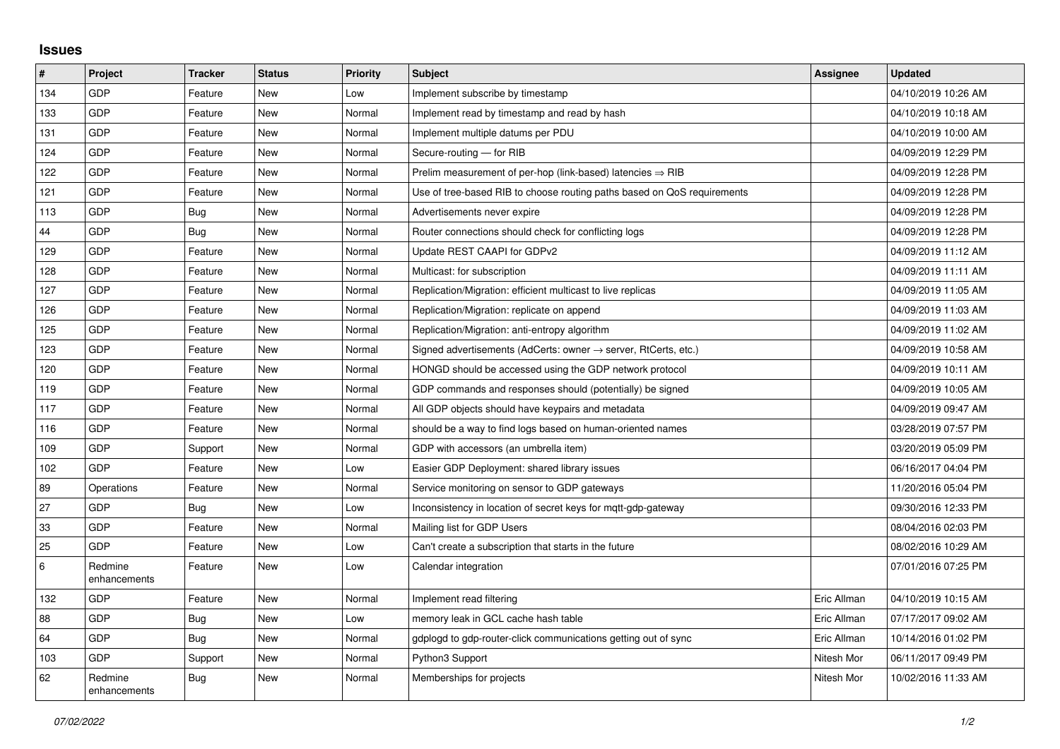# Issues

| # | Project | Tracker | Status | Priority | Subject | Assignee | Updated |
|---|---|---|---|---|---|---|---|
| 134 | GDP | Feature | New | Low | Implement subscribe by timestamp | | 04/10/2019 10:26 AM |
| 133 | GDP | Feature | New | Normal | Implement read by timestamp and read by hash | | 04/10/2019 10:18 AM |
| 131 | GDP | Feature | New | Normal | Implement multiple datums per PDU | | 04/10/2019 10:00 AM |
| 124 | GDP | Feature | New | Normal | Secure-routing — for RIB | | 04/09/2019 12:29 PM |
| 122 | GDP | Feature | New | Normal | Prelim measurement of per-hop (link-based) latencies ⇒ RIB | | 04/09/2019 12:28 PM |
| 121 | GDP | Feature | New | Normal | Use of tree-based RIB to choose routing paths based on QoS requirements | | 04/09/2019 12:28 PM |
| 113 | GDP | Bug | New | Normal | Advertisements never expire | | 04/09/2019 12:28 PM |
| 44 | GDP | Bug | New | Normal | Router connections should check for conflicting logs | | 04/09/2019 12:28 PM |
| 129 | GDP | Feature | New | Normal | Update REST CAAPI for GDPv2 | | 04/09/2019 11:12 AM |
| 128 | GDP | Feature | New | Normal | Multicast: for subscription | | 04/09/2019 11:11 AM |
| 127 | GDP | Feature | New | Normal | Replication/Migration: efficient multicast to live replicas | | 04/09/2019 11:05 AM |
| 126 | GDP | Feature | New | Normal | Replication/Migration: replicate on append | | 04/09/2019 11:03 AM |
| 125 | GDP | Feature | New | Normal | Replication/Migration: anti-entropy algorithm | | 04/09/2019 11:02 AM |
| 123 | GDP | Feature | New | Normal | Signed advertisements (AdCerts: owner → server, RtCerts, etc.) | | 04/09/2019 10:58 AM |
| 120 | GDP | Feature | New | Normal | HONGD should be accessed using the GDP network protocol | | 04/09/2019 10:11 AM |
| 119 | GDP | Feature | New | Normal | GDP commands and responses should (potentially) be signed | | 04/09/2019 10:05 AM |
| 117 | GDP | Feature | New | Normal | All GDP objects should have keypairs and metadata | | 04/09/2019 09:47 AM |
| 116 | GDP | Feature | New | Normal | should be a way to find logs based on human-oriented names | | 03/28/2019 07:57 PM |
| 109 | GDP | Support | New | Normal | GDP with accessors (an umbrella item) | | 03/20/2019 05:09 PM |
| 102 | GDP | Feature | New | Low | Easier GDP Deployment: shared library issues | | 06/16/2017 04:04 PM |
| 89 | Operations | Feature | New | Normal | Service monitoring on sensor to GDP gateways | | 11/20/2016 05:04 PM |
| 27 | GDP | Bug | New | Low | Inconsistency in location of secret keys for mqtt-gdp-gateway | | 09/30/2016 12:33 PM |
| 33 | GDP | Feature | New | Normal | Mailing list for GDP Users | | 08/04/2016 02:03 PM |
| 25 | GDP | Feature | New | Low | Can't create a subscription that starts in the future | | 08/02/2016 10:29 AM |
| 6 | Redmine enhancements | Feature | New | Low | Calendar integration | | 07/01/2016 07:25 PM |
| 132 | GDP | Feature | New | Normal | Implement read filtering | Eric Allman | 04/10/2019 10:15 AM |
| 88 | GDP | Bug | New | Low | memory leak in GCL cache hash table | Eric Allman | 07/17/2017 09:02 AM |
| 64 | GDP | Bug | New | Normal | gdplogd to gdp-router-click communications getting out of sync | Eric Allman | 10/14/2016 01:02 PM |
| 103 | GDP | Support | New | Normal | Python3 Support | Nitesh Mor | 06/11/2017 09:49 PM |
| 62 | Redmine enhancements | Bug | New | Normal | Memberships for projects | Nitesh Mor | 10/02/2016 11:33 AM |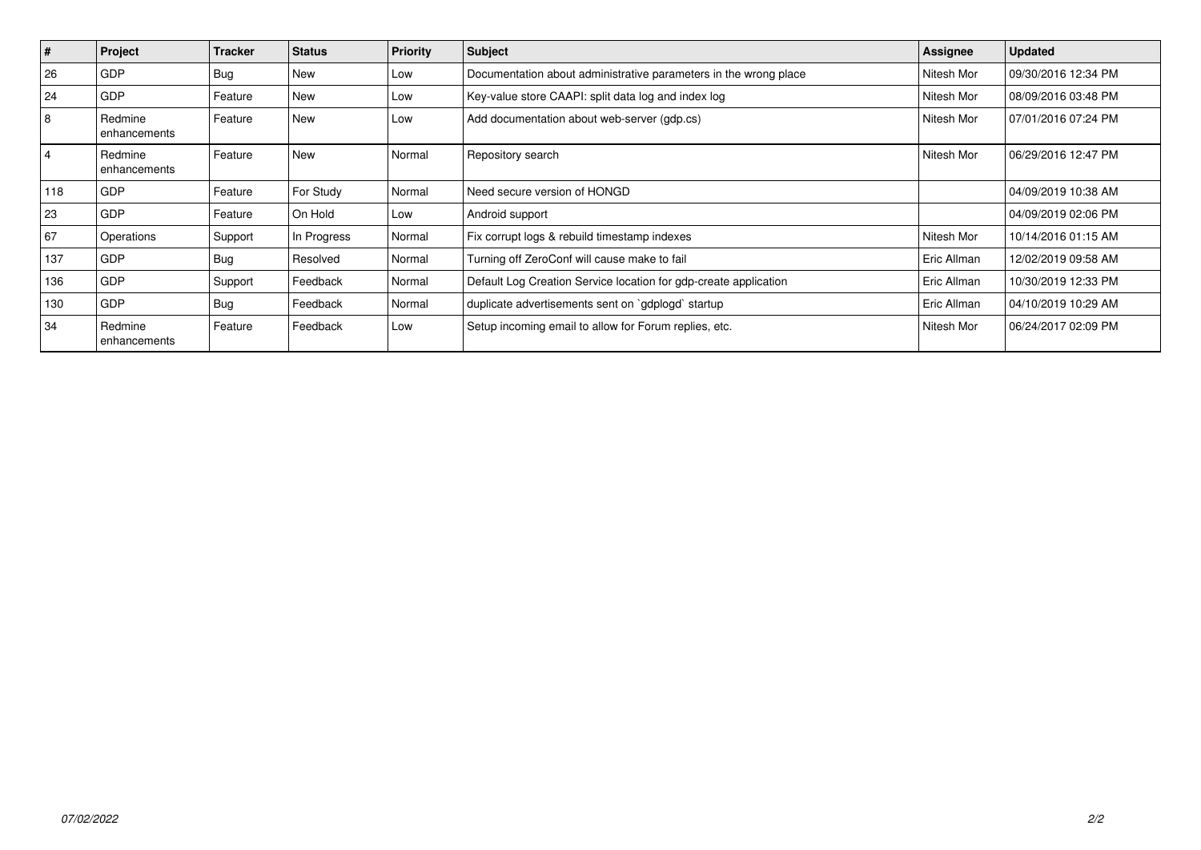| # | Project | Tracker | Status | Priority | Subject | Assignee | Updated |
|---|---|---|---|---|---|---|---|
| 26 | GDP | Bug | New | Low | Documentation about administrative parameters in the wrong place | Nitesh Mor | 09/30/2016 12:34 PM |
| 24 | GDP | Feature | New | Low | Key-value store CAAPI: split data log and index log | Nitesh Mor | 08/09/2016 03:48 PM |
| 8 | Redmine enhancements | Feature | New | Low | Add documentation about web-server (gdp.cs) | Nitesh Mor | 07/01/2016 07:24 PM |
| 4 | Redmine enhancements | Feature | New | Normal | Repository search | Nitesh Mor | 06/29/2016 12:47 PM |
| 118 | GDP | Feature | For Study | Normal | Need secure version of HONGD | | 04/09/2019 10:38 AM |
| 23 | GDP | Feature | On Hold | Low | Android support | | 04/09/2019 02:06 PM |
| 67 | Operations | Support | In Progress | Normal | Fix corrupt logs & rebuild timestamp indexes | Nitesh Mor | 10/14/2016 01:15 AM |
| 137 | GDP | Bug | Resolved | Normal | Turning off ZeroConf will cause make to fail | Eric Allman | 12/02/2019 09:58 AM |
| 136 | GDP | Support | Feedback | Normal | Default Log Creation Service location for gdp-create application | Eric Allman | 10/30/2019 12:33 PM |
| 130 | GDP | Bug | Feedback | Normal | duplicate advertisements sent on `gdplogd` startup | Eric Allman | 04/10/2019 10:29 AM |
| 34 | Redmine enhancements | Feature | Feedback | Low | Setup incoming email to allow for Forum replies, etc. | Nitesh Mor | 06/24/2017 02:09 PM |